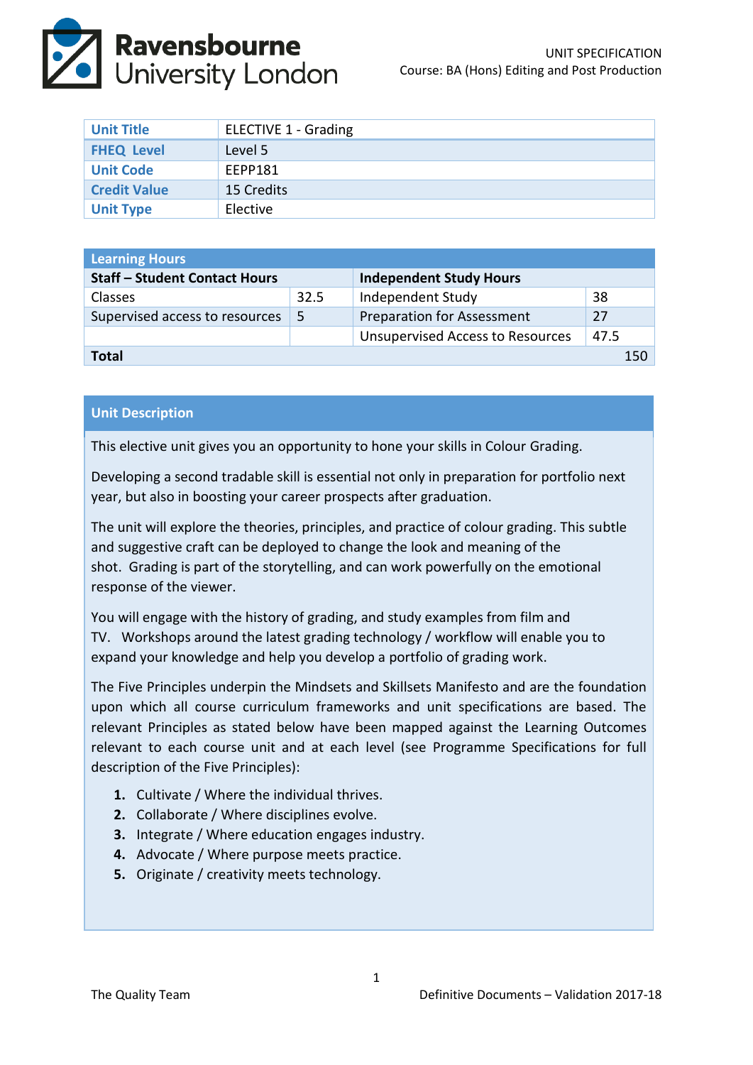# Ravensbourne University London

UNIT SPECIFICATION
Course: BA (Hons) Editing and Post Production

| Unit Title | ELECTIVE 1 - Grading |
|---|---|
| FHEQ Level | Level 5 |
| Unit Code | EEPP181 |
| Credit Value | 15 Credits |
| Unit Type | Elective |

| Learning Hours | | | |
|---|---|---|---|
| **Staff – Student Contact Hours** | | **Independent Study Hours** | |
| Classes | 32.5 | Independent Study | 38 |
| Supervised access to resources | 5 | Preparation for Assessment | 27 |
| | | Unsupervised Access to Resources | 47.5 |
| **Total** | | | 150 |

## Unit Description

This elective unit gives you an opportunity to hone your skills in Colour Grading.

Developing a second tradable skill is essential not only in preparation for portfolio next year, but also in boosting your career prospects after graduation.

The unit will explore the theories, principles, and practice of colour grading. This subtle and suggestive craft can be deployed to change the look and meaning of the shot. Grading is part of the storytelling, and can work powerfully on the emotional response of the viewer.

You will engage with the history of grading, and study examples from film and TV. Workshops around the latest grading technology / workflow will enable you to expand your knowledge and help you develop a portfolio of grading work.

The Five Principles underpin the Mindsets and Skillsets Manifesto and are the foundation upon which all course curriculum frameworks and unit specifications are based. The relevant Principles as stated below have been mapped against the Learning Outcomes relevant to each course unit and at each level (see Programme Specifications for full description of the Five Principles):

1. Cultivate / Where the individual thrives.
2. Collaborate / Where disciplines evolve.
3. Integrate / Where education engages industry.
4. Advocate / Where purpose meets practice.
5. Originate / creativity meets technology.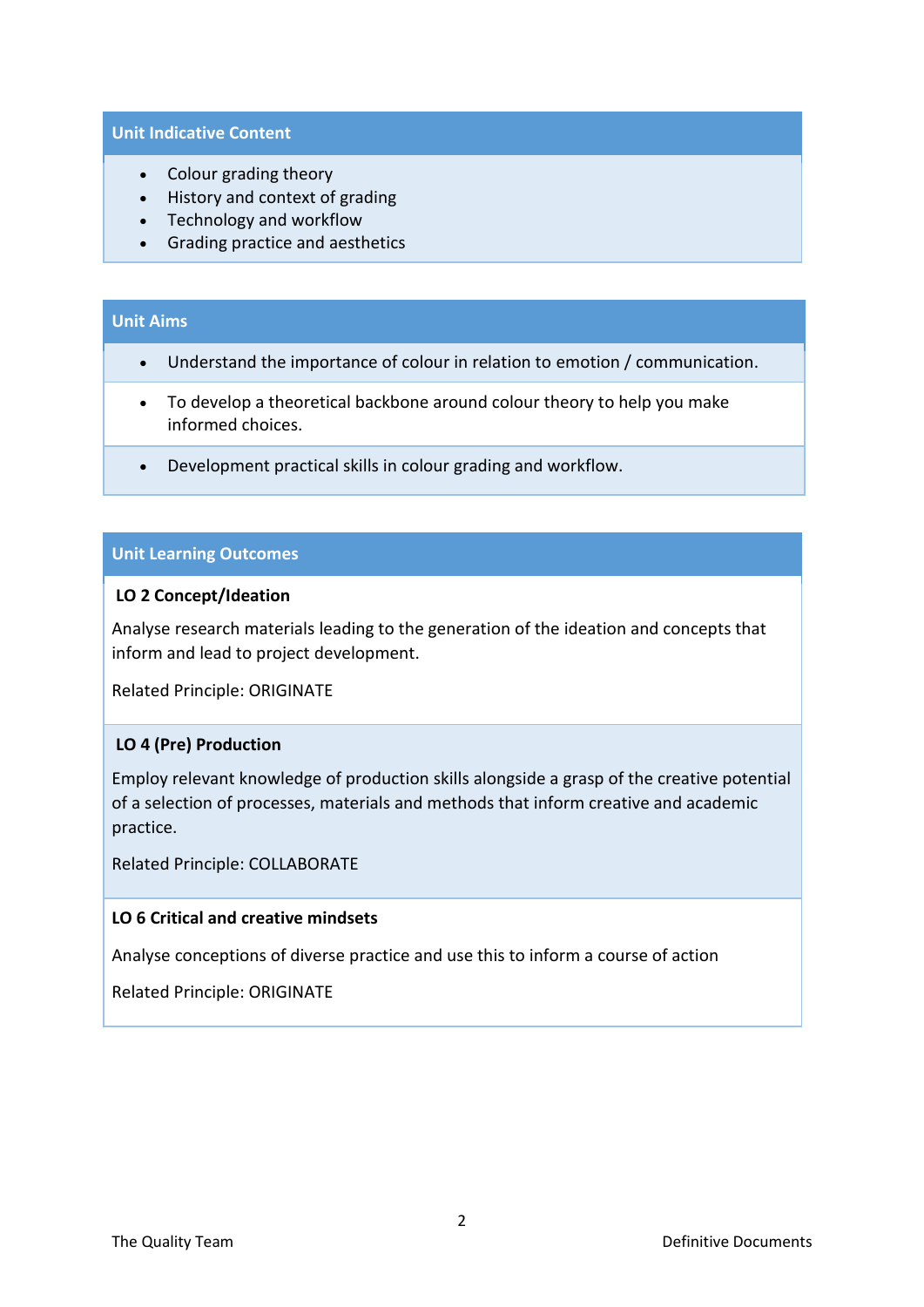## Unit Indicative Content

- Colour grading theory
- History and context of grading
- Technology and workflow
- Grading practice and aesthetics

## Unit Aims

- Understand the importance of colour in relation to emotion / communication.
- To develop a theoretical backbone around colour theory to help you make informed choices.
- Development practical skills in colour grading and workflow.

## Unit Learning Outcomes

**LO 2 Concept/Ideation**

Analyse research materials leading to the generation of the ideation and concepts that inform and lead to project development.

Related Principle: ORIGINATE

**LO 4 (Pre) Production**

Employ relevant knowledge of production skills alongside a grasp of the creative potential of a selection of processes, materials and methods that inform creative and academic practice.

Related Principle: COLLABORATE

**LO 6 Critical and creative mindsets**

Analyse conceptions of diverse practice and use this to inform a course of action

Related Principle: ORIGINATE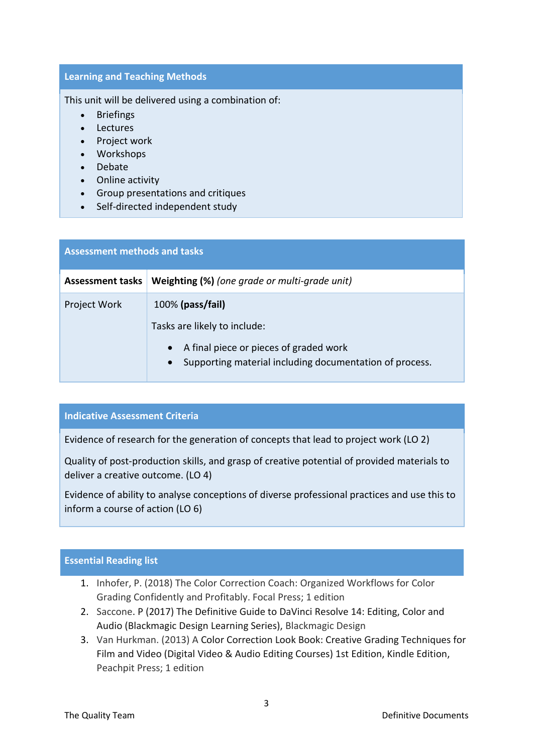## Learning and Teaching Methods

This unit will be delivered using a combination of:

- Briefings
- Lectures
- Project work
- Workshops
- Debate
- Online activity
- Group presentations and critiques
- Self-directed independent study

## Assessment methods and tasks

| Assessment tasks | Weighting (%) *(one grade or multi-grade unit)* |
|---|---|
| Project Work | 100% **(pass/fail)**<br><br>Tasks are likely to include:<br><br>• A final piece or pieces of graded work<br>• Supporting material including documentation of process. |

## Indicative Assessment Criteria

Evidence of research for the generation of concepts that lead to project work (LO 2)

Quality of post-production skills, and grasp of creative potential of provided materials to deliver a creative outcome. (LO 4)

Evidence of ability to analyse conceptions of diverse professional practices and use this to inform a course of action (LO 6)

## Essential Reading list

1. Inhofer, P. (2018) The Color Correction Coach: Organized Workflows for Color Grading Confidently and Profitably. Focal Press; 1 edition
2. Saccone. P (2017) The Definitive Guide to DaVinci Resolve 14: Editing, Color and Audio (Blackmagic Design Learning Series), Blackmagic Design
3. Van Hurkman. (2013) A Color Correction Look Book: Creative Grading Techniques for Film and Video (Digital Video & Audio Editing Courses) 1st Edition, Kindle Edition, Peachpit Press; 1 edition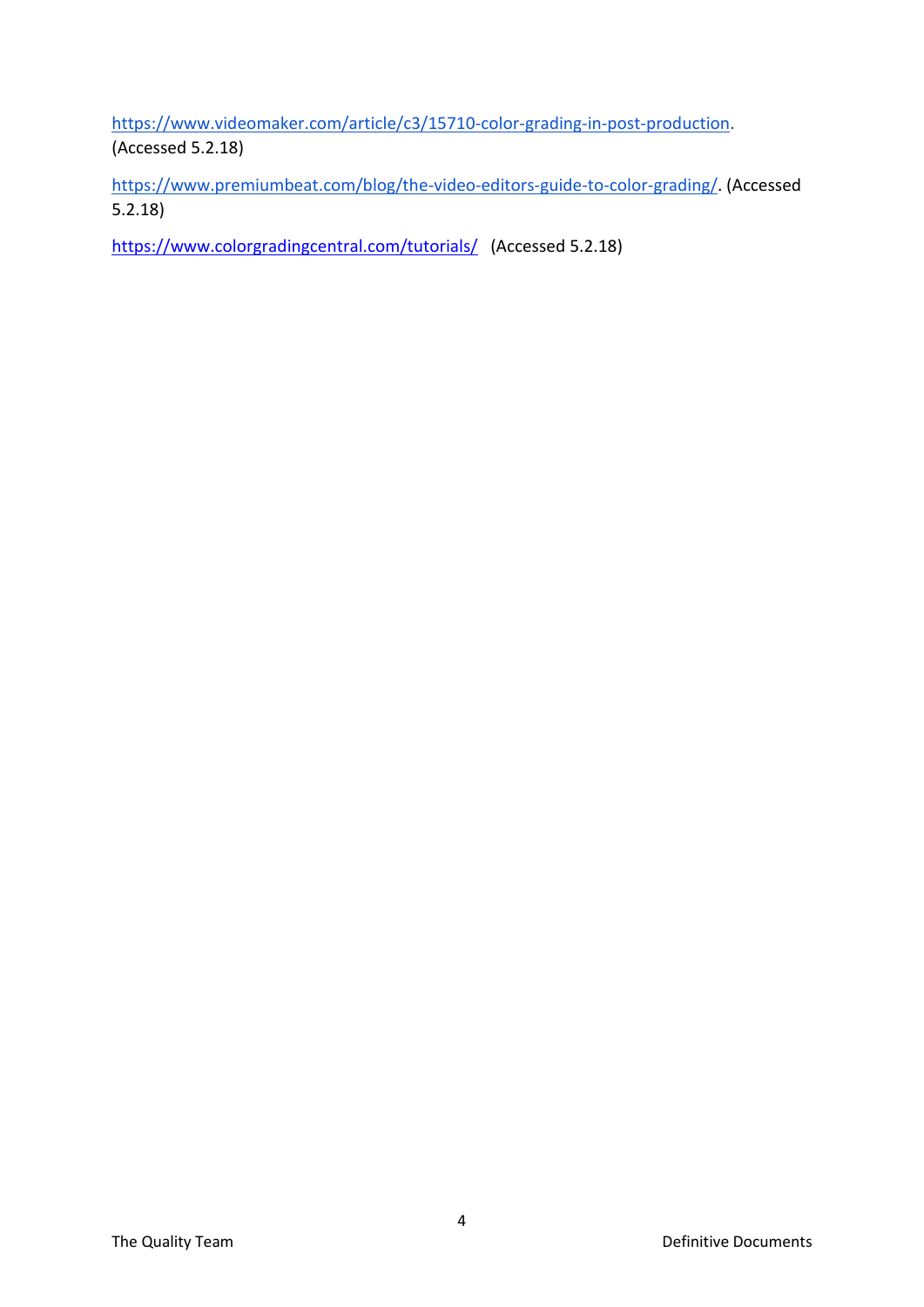https://www.videomaker.com/article/c3/15710-color-grading-in-post-production. (Accessed 5.2.18)

https://www.premiumbeat.com/blog/the-video-editors-guide-to-color-grading/. (Accessed 5.2.18)

https://www.colorgradingcentral.com/tutorials/ (Accessed 5.2.18)